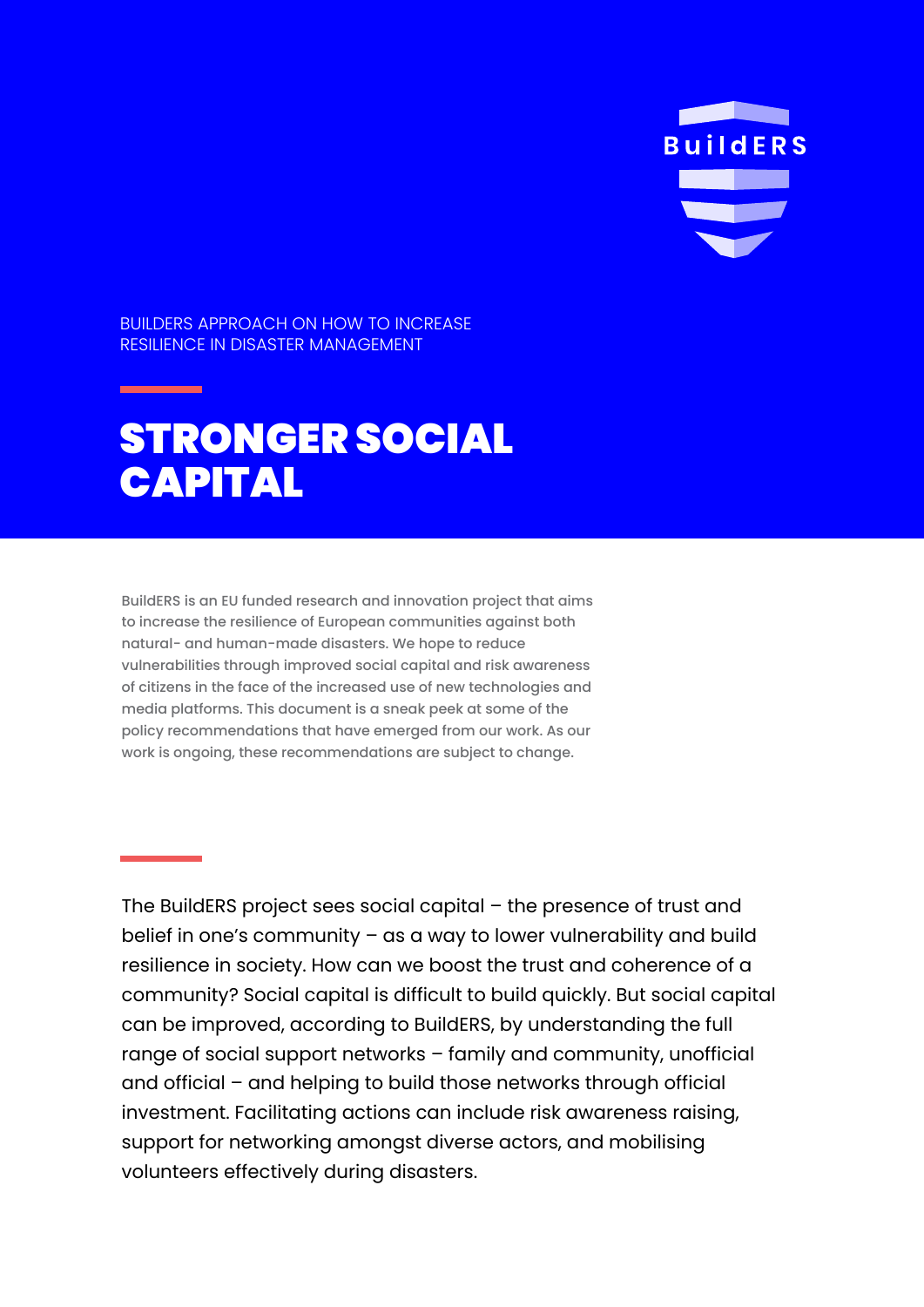BuildERS

BUILDERS APPROACH ON HOW TO INCREASE RESILIENCE IN DISASTER MANAGEMENT

# STRONGER SOCIAL CAPITAL

BuildERS is an EU funded research and innovation project that aims to increase the resilience of European communities against both natural- and human-made disasters. We hope to reduce vulnerabilities through improved social capital and risk awareness of citizens in the face of the increased use of new technologies and media platforms. This document is a sneak peek at some of the policy recommendations that have emerged from our work. As our work is ongoing, these recommendations are subject to change.

The BuildERS project sees social capital – the presence of trust and belief in one's community – as a way to lower vulnerability and build resilience in society. How can we boost the trust and coherence of a community? Social capital is difficult to build quickly. But social capital can be improved, according to BuildERS, by understanding the full range of social support networks – family and community, unofficial and official – and helping to build those networks through official investment. Facilitating actions can include risk awareness raising, support for networking amongst diverse actors, and mobilising volunteers effectively during disasters.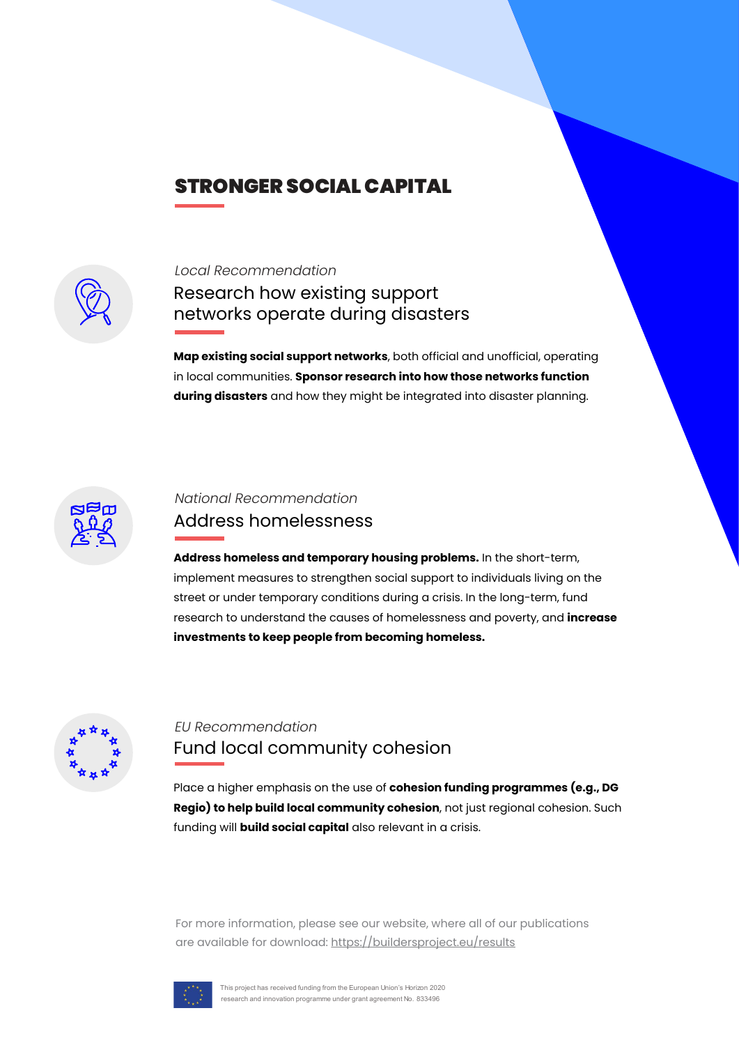## STRONGER SOCIAL CAPITAL

*Local Recommendation*

### Research how existing support networks operate during disasters

**Map existing social support networks**, both official and unofficial, operating in local communities. **Sponsor research into how those networks function during disasters** and how they might be integrated into disaster planning.

*National Recommendation*

### Address homelessness

**Address homeless and temporary housing problems.** In the short-term, implement measures to strengthen social support to individuals living on the street or under temporary conditions during a crisis. In the long-term, fund research to understand the causes of homelessness and poverty, and **increase investments to keep people from becoming homeless.**

*EU Recommendation*

### Fund local community cohesion

Place a higher emphasis on the use of **cohesion funding programmes (e.g., DG Regio) to help build local community cohesion**, not just regional cohesion. Such funding will **build social capital** also relevant in a crisis.

For more information, please see our website, where all of our publications are available for download: https://buildersproject.eu/results

This project has received funding from the European Union's Horizon 2020 research and innovation programme under grant agreement No. 833496